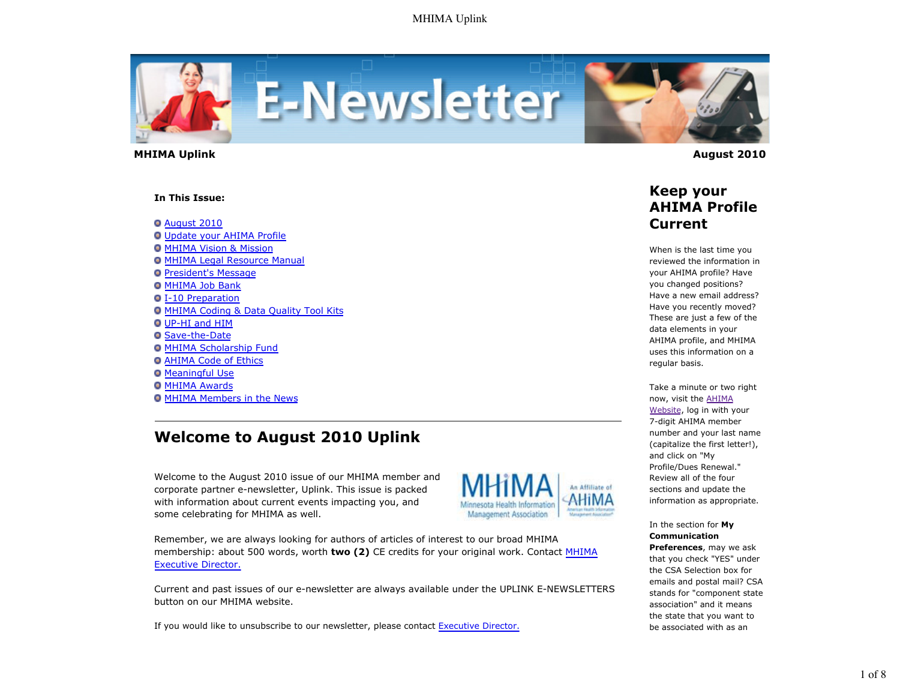**MHIMA Uplink** **August 2010**

**In This Issue:**

- August 2010
- Update your AHIMA Profile
- MHIMA Vision & Mission
- MHIMA Legal Resource Manual
- President's Message
- MHIMA Job Bank
- I-10 Preparation
- MHIMA Coding & Data Quality Tool Kits
- UP-HI and HIM
- Save-the-Date
- MHIMA Scholarship Fund
- AHIMA Code of Ethics
- Meaningful Use
- MHIMA Awards
- MHIMA Members in the News

---

# Welcome to August 2010 Uplink

Welcome to the August 2010 issue of our MHIMA member and corporate partner e-newsletter, Uplink. This issue is packed with information about current events impacting you, and some celebrating for MHIMA as well.

Remember, we are always looking for authors of articles of interest to our broad MHIMA membership: about 500 words, worth **two (2)** CE credits for your original work. Contact MHIMA Executive Director.

Current and past issues of our e-newsletter are always available under the UPLINK E-NEWSLETTERS button on our MHIMA website.

If you would like to unsubscribe to our newsletter, please contact Executive Director.

## Keep your AHIMA Profile Current

When is the last time you reviewed the information in your AHIMA profile? Have you changed positions? Have a new email address? Have you recently moved? These are just a few of the data elements in your AHIMA profile, and MHIMA uses this information on a regular basis.

Take a minute or two right now, visit the AHIMA Website, log in with your 7-digit AHIMA member number and your last name (capitalize the first letter!), and click on "My Profile/Dues Renewal." Review all of the four sections and update the information as appropriate.

In the section for **My Communication Preferences**, may we ask that you check "YES" under the CSA Selection box for emails and postal mail? CSA stands for "component state association" and it means the state that you want to be associated with as an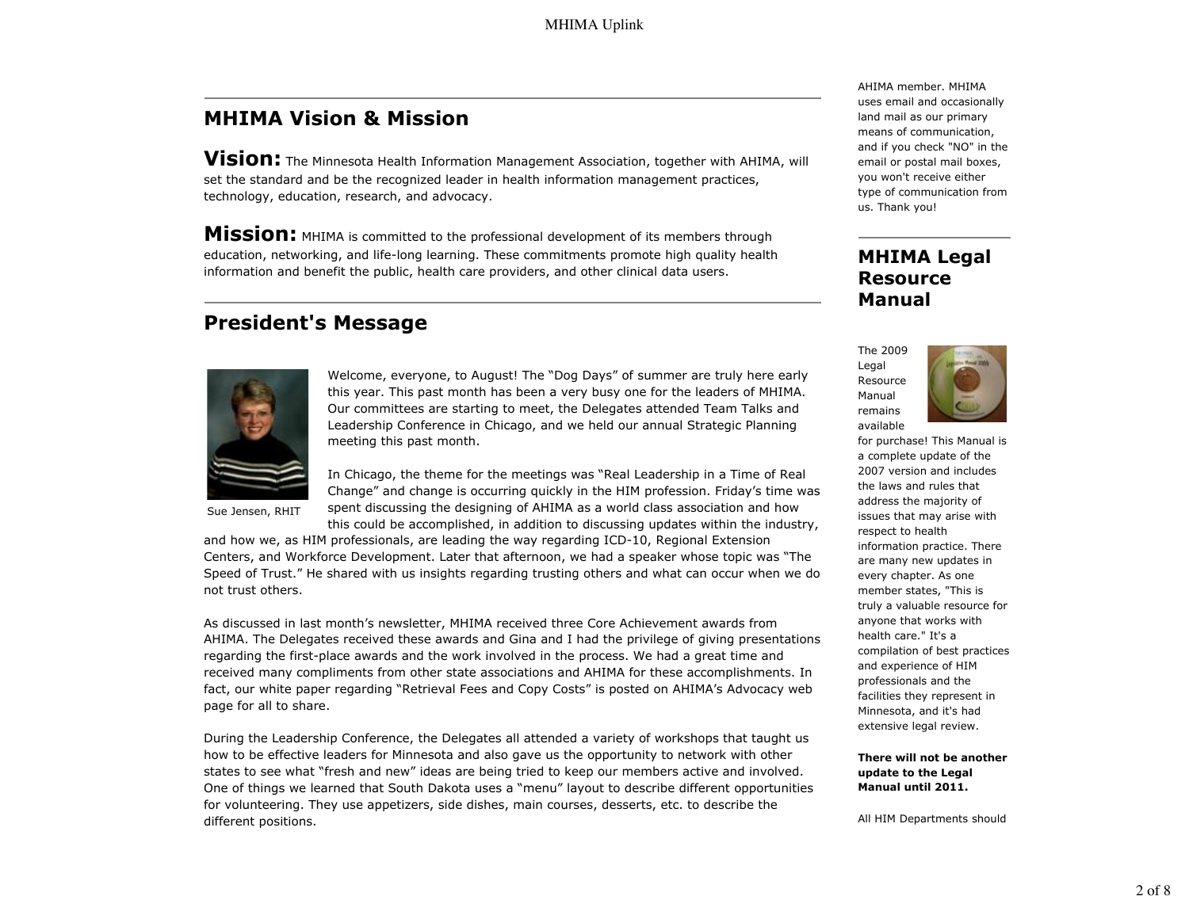## MHIMA Vision & Mission

**Vision:** The Minnesota Health Information Management Association, together with AHIMA, will set the standard and be the recognized leader in health information management practices, technology, education, research, and advocacy.

**Mission:** MHIMA is committed to the professional development of its members through education, networking, and life-long learning. These commitments promote high quality health information and benefit the public, health care providers, and other clinical data users.

## President's Message

Sue Jensen, RHIT

Welcome, everyone, to August! The "Dog Days" of summer are truly here early this year. This past month has been a very busy one for the leaders of MHIMA. Our committees are starting to meet, the Delegates attended Team Talks and Leadership Conference in Chicago, and we held our annual Strategic Planning meeting this past month.

In Chicago, the theme for the meetings was "Real Leadership in a Time of Real Change" and change is occurring quickly in the HIM profession. Friday's time was spent discussing the designing of AHIMA as a world class association and how this could be accomplished, in addition to discussing updates within the industry, and how we, as HIM professionals, are leading the way regarding ICD-10, Regional Extension Centers, and Workforce Development. Later that afternoon, we had a speaker whose topic was "The Speed of Trust." He shared with us insights regarding trusting others and what can occur when we do not trust others.

As discussed in last month's newsletter, MHIMA received three Core Achievement awards from AHIMA. The Delegates received these awards and Gina and I had the privilege of giving presentations regarding the first-place awards and the work involved in the process. We had a great time and received many compliments from other state associations and AHIMA for these accomplishments. In fact, our white paper regarding "Retrieval Fees and Copy Costs" is posted on AHIMA's Advocacy web page for all to share.

During the Leadership Conference, the Delegates all attended a variety of workshops that taught us how to be effective leaders for Minnesota and also gave us the opportunity to network with other states to see what "fresh and new" ideas are being tried to keep our members active and involved. One of things we learned that South Dakota uses a "menu" layout to describe different opportunities for volunteering. They use appetizers, side dishes, main courses, desserts, etc. to describe the different positions.

AHIMA member. MHIMA uses email and occasionally land mail as our primary means of communication, and if you check "NO" in the email or postal mail boxes, you won't receive either type of communication from us. Thank you!

## MHIMA Legal Resource Manual

The 2009 Legal Resource Manual remains available for purchase! This Manual is a complete update of the 2007 version and includes the laws and rules that address the majority of issues that may arise with respect to health information practice. There are many new updates in every chapter. As one member states, "This is truly a valuable resource for anyone that works with health care." It's a compilation of best practices and experience of HIM professionals and the facilities they represent in Minnesota, and it's had extensive legal review.

**There will not be another update to the Legal Manual until 2011.**

All HIM Departments should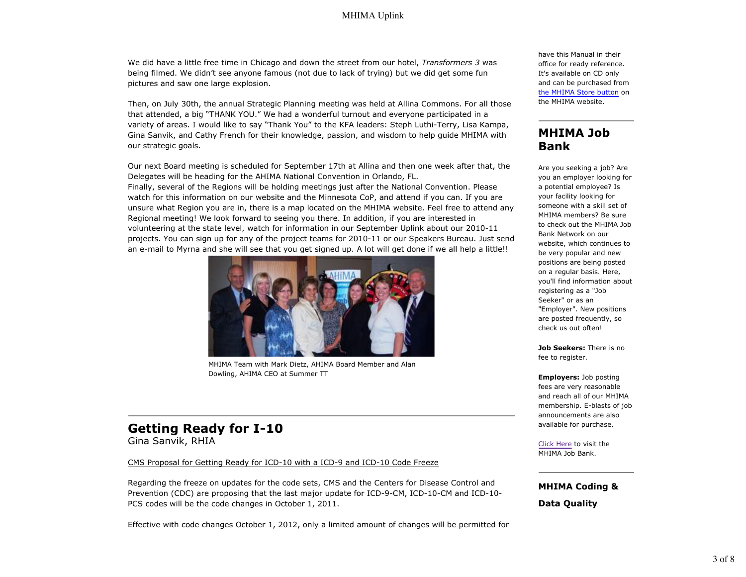We did have a little free time in Chicago and down the street from our hotel, *Transformers 3* was being filmed. We didn't see anyone famous (not due to lack of trying) but we did get some fun pictures and saw one large explosion.

Then, on July 30th, the annual Strategic Planning meeting was held at Allina Commons. For all those that attended, a big "THANK YOU." We had a wonderful turnout and everyone participated in a variety of areas. I would like to say "Thank You" to the KFA leaders: Steph Luthi-Terry, Lisa Kampa, Gina Sanvik, and Cathy French for their knowledge, passion, and wisdom to help guide MHIMA with our strategic goals.

Our next Board meeting is scheduled for September 17th at Allina and then one week after that, the Delegates will be heading for the AHIMA National Convention in Orlando, FL.
Finally, several of the Regions will be holding meetings just after the National Convention. Please watch for this information on our website and the Minnesota CoP, and attend if you can. If you are unsure what Region you are in, there is a map located on the MHIMA website. Feel free to attend any Regional meeting! We look forward to seeing you there. In addition, if you are interested in volunteering at the state level, watch for information in our September Uplink about our 2010-11 projects. You can sign up for any of the project teams for 2010-11 or our Speakers Bureau. Just send an e-mail to Myrna and she will see that you get signed up. A lot will get done if we all help a little!!

MHIMA Team with Mark Dietz, AHIMA Board Member and Alan Dowling, AHIMA CEO at Summer TT

## Getting Ready for I-10

Gina Sanvik, RHIA

CMS Proposal for Getting Ready for ICD-10 with a ICD-9 and ICD-10 Code Freeze

Regarding the freeze on updates for the code sets, CMS and the Centers for Disease Control and Prevention (CDC) are proposing that the last major update for ICD-9-CM, ICD-10-CM and ICD-10-PCS codes will be the code changes in October 1, 2011.

Effective with code changes October 1, 2012, only a limited amount of changes will be permitted for

have this Manual in their office for ready reference. It's available on CD only and can be purchased from the MHIMA Store button on the MHIMA website.

## MHIMA Job Bank

Are you seeking a job? Are you an employer looking for a potential employee? Is your facility looking for someone with a skill set of MHIMA members? Be sure to check out the MHIMA Job Bank Network on our website, which continues to be very popular and new positions are being posted on a regular basis. Here, you'll find information about registering as a "Job Seeker" or as an "Employer". New positions are posted frequently, so check us out often!

**Job Seekers:** There is no fee to register.

**Employers:** Job posting fees are very reasonable and reach all of our MHIMA membership. E-blasts of job announcements are also available for purchase.

Click Here to visit the MHIMA Job Bank.

## MHIMA Coding & Data Quality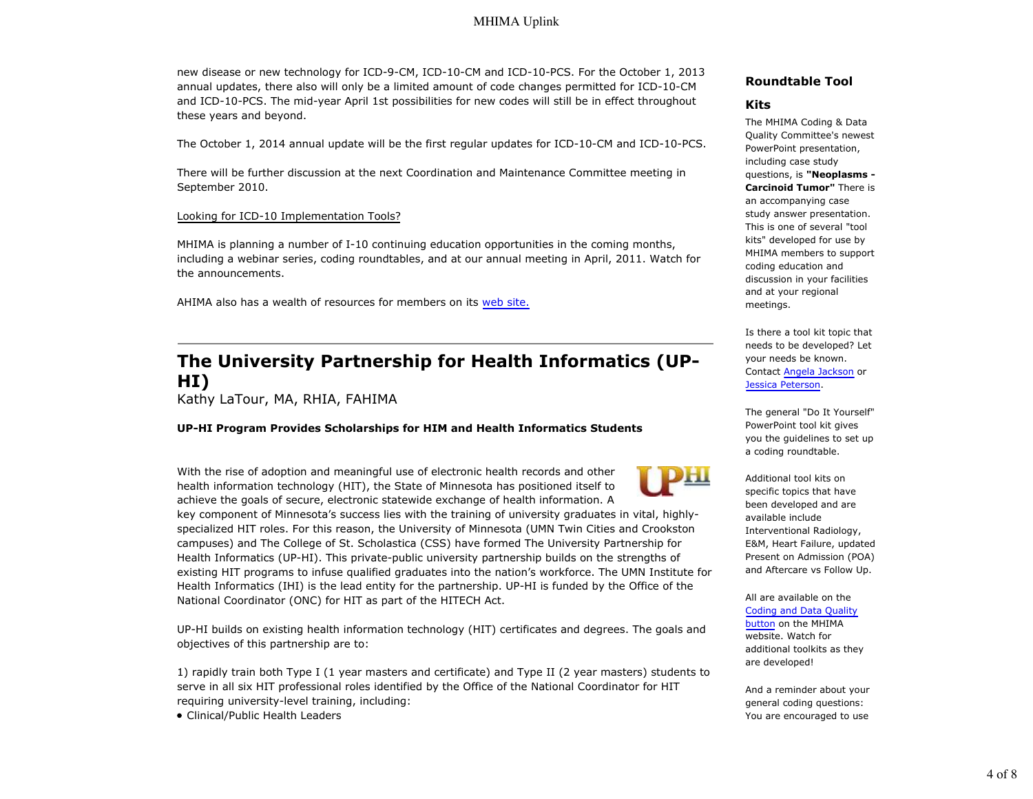new disease or new technology for ICD-9-CM, ICD-10-CM and ICD-10-PCS. For the October 1, 2013 annual updates, there also will only be a limited amount of code changes permitted for ICD-10-CM and ICD-10-PCS. The mid-year April 1st possibilities for new codes will still be in effect throughout these years and beyond.

The October 1, 2014 annual update will be the first regular updates for ICD-10-CM and ICD-10-PCS.

There will be further discussion at the next Coordination and Maintenance Committee meeting in September 2010.

Looking for ICD-10 Implementation Tools?

MHIMA is planning a number of I-10 continuing education opportunities in the coming months, including a webinar series, coding roundtables, and at our annual meeting in April, 2011. Watch for the announcements.

AHIMA also has a wealth of resources for members on its web site.

---

## The University Partnership for Health Informatics (UP-HI)

Kathy LaTour, MA, RHIA, FAHIMA

**UP-HI Program Provides Scholarships for HIM and Health Informatics Students**

With the rise of adoption and meaningful use of electronic health records and other health information technology (HIT), the State of Minnesota has positioned itself to achieve the goals of secure, electronic statewide exchange of health information. A key component of Minnesota's success lies with the training of university graduates in vital, highly-specialized HIT roles. For this reason, the University of Minnesota (UMN Twin Cities and Crookston campuses) and The College of St. Scholastica (CSS) have formed The University Partnership for Health Informatics (UP-HI). This private-public university partnership builds on the strengths of existing HIT programs to infuse qualified graduates into the nation's workforce. The UMN Institute for Health Informatics (IHI) is the lead entity for the partnership. UP-HI is funded by the Office of the National Coordinator (ONC) for HIT as part of the HITECH Act.

UP-HI builds on existing health information technology (HIT) certificates and degrees. The goals and objectives of this partnership are to:

1) rapidly train both Type I (1 year masters and certificate) and Type II (2 year masters) students to serve in all six HIT professional roles identified by the Office of the National Coordinator for HIT requiring university-level training, including:

- Clinical/Public Health Leaders

### Roundtable Tool Kits

The MHIMA Coding & Data Quality Committee's newest PowerPoint presentation, including case study questions, is **"Neoplasms - Carcinoid Tumor"** There is an accompanying case study answer presentation. This is one of several "tool kits" developed for use by MHIMA members to support coding education and discussion in your facilities and at your regional meetings.

Is there a tool kit topic that needs to be developed? Let your needs be known. Contact Angela Jackson or Jessica Peterson.

The general "Do It Yourself" PowerPoint tool kit gives you the guidelines to set up a coding roundtable.

Additional tool kits on specific topics that have been developed and are available include Interventional Radiology, E&M, Heart Failure, updated Present on Admission (POA) and Aftercare vs Follow Up.

All are available on the Coding and Data Quality button on the MHIMA website. Watch for additional toolkits as they are developed!

And a reminder about your general coding questions: You are encouraged to use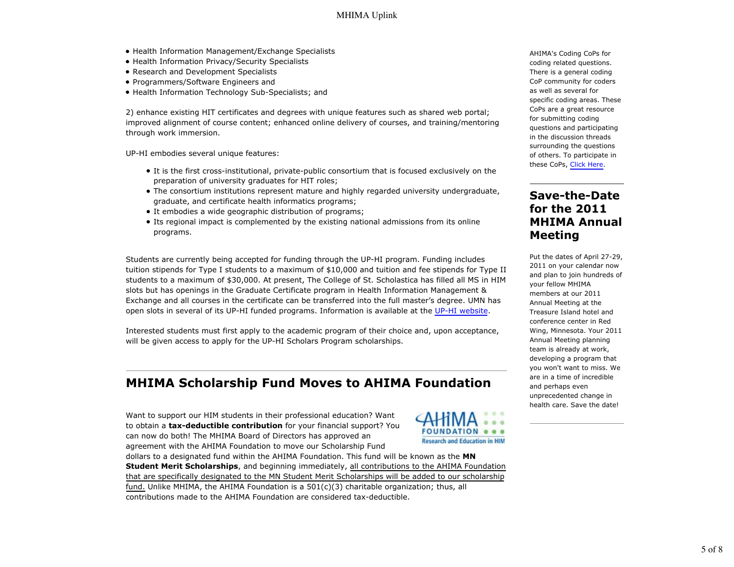- Health Information Management/Exchange Specialists
- Health Information Privacy/Security Specialists
- Research and Development Specialists
- Programmers/Software Engineers and
- Health Information Technology Sub-Specialists; and

2) enhance existing HIT certificates and degrees with unique features such as shared web portal; improved alignment of course content; enhanced online delivery of courses, and training/mentoring through work immersion.

UP-HI embodies several unique features:

- It is the first cross-institutional, private-public consortium that is focused exclusively on the preparation of university graduates for HIT roles;
- The consortium institutions represent mature and highly regarded university undergraduate, graduate, and certificate health informatics programs;
- It embodies a wide geographic distribution of programs;
- Its regional impact is complemented by the existing national admissions from its online programs.

Students are currently being accepted for funding through the UP-HI program. Funding includes tuition stipends for Type I students to a maximum of $10,000 and tuition and fee stipends for Type II students to a maximum of $30,000. At present, The College of St. Scholastica has filled all MS in HIM slots but has openings in the Graduate Certificate program in Health Information Management & Exchange and all courses in the certificate can be transferred into the full master's degree. UMN has open slots in several of its UP-HI funded programs. Information is available at the UP-HI website.

Interested students must first apply to the academic program of their choice and, upon acceptance, will be given access to apply for the UP-HI Scholars Program scholarships.

## MHIMA Scholarship Fund Moves to AHIMA Foundation

Want to support our HIM students in their professional education? Want to obtain a **tax-deductible contribution** for your financial support? You can now do both! The MHIMA Board of Directors has approved an agreement with the AHIMA Foundation to move our Scholarship Fund dollars to a designated fund within the AHIMA Foundation. This fund will be known as the **MN Student Merit Scholarships**, and beginning immediately, all contributions to the AHIMA Foundation that are specifically designated to the MN Student Merit Scholarships will be added to our scholarship fund. Unlike MHIMA, the AHIMA Foundation is a 501(c)(3) charitable organization; thus, all contributions made to the AHIMA Foundation are considered tax-deductible.

AHIMA's Coding CoPs for coding related questions. There is a general coding CoP community for coders as well as several for specific coding areas. These CoPs are a great resource for submitting coding questions and participating in the discussion threads surrounding the questions of others. To participate in these CoPs, Click Here.

## Save-the-Date for the 2011 MHIMA Annual Meeting

Put the dates of April 27-29, 2011 on your calendar now and plan to join hundreds of your fellow MHIMA members at our 2011 Annual Meeting at the Treasure Island hotel and conference center in Red Wing, Minnesota. Your 2011 Annual Meeting planning team is already at work, developing a program that you won't want to miss. We are in a time of incredible and perhaps even unprecedented change in health care. Save the date!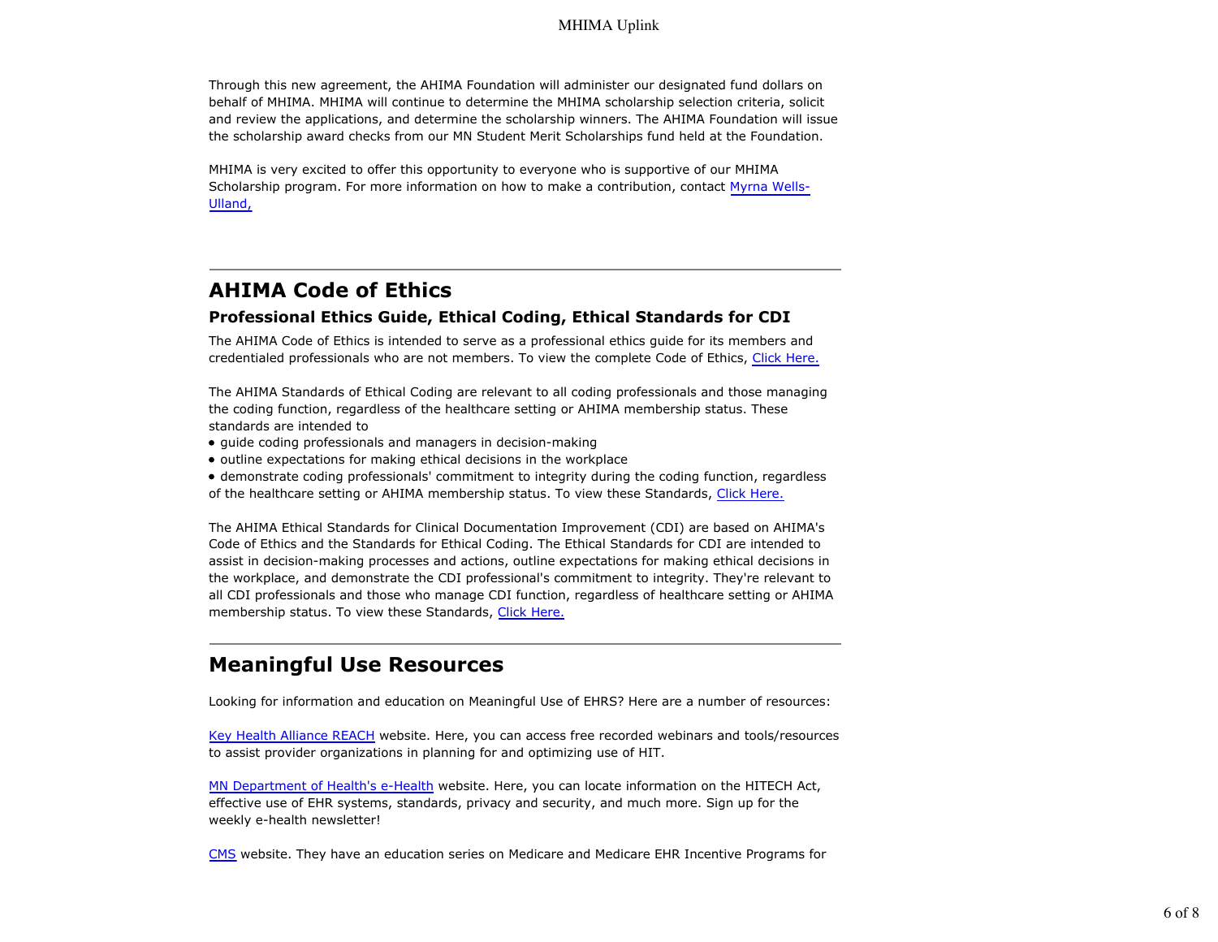Through this new agreement, the AHIMA Foundation will administer our designated fund dollars on behalf of MHIMA. MHIMA will continue to determine the MHIMA scholarship selection criteria, solicit and review the applications, and determine the scholarship winners. The AHIMA Foundation will issue the scholarship award checks from our MN Student Merit Scholarships fund held at the Foundation.

MHIMA is very excited to offer this opportunity to everyone who is supportive of our MHIMA Scholarship program. For more information on how to make a contribution, contact Myrna Wells-Ulland,

---

## AHIMA Code of Ethics

### Professional Ethics Guide, Ethical Coding, Ethical Standards for CDI

The AHIMA Code of Ethics is intended to serve as a professional ethics guide for its members and credentialed professionals who are not members. To view the complete Code of Ethics, Click Here.

The AHIMA Standards of Ethical Coding are relevant to all coding professionals and those managing the coding function, regardless of the healthcare setting or AHIMA membership status. These standards are intended to

- guide coding professionals and managers in decision-making
- outline expectations for making ethical decisions in the workplace
- demonstrate coding professionals' commitment to integrity during the coding function, regardless of the healthcare setting or AHIMA membership status. To view these Standards, Click Here.

The AHIMA Ethical Standards for Clinical Documentation Improvement (CDI) are based on AHIMA's Code of Ethics and the Standards for Ethical Coding. The Ethical Standards for CDI are intended to assist in decision-making processes and actions, outline expectations for making ethical decisions in the workplace, and demonstrate the CDI professional's commitment to integrity. They're relevant to all CDI professionals and those who manage CDI function, regardless of healthcare setting or AHIMA membership status. To view these Standards, Click Here.

---

## Meaningful Use Resources

Looking for information and education on Meaningful Use of EHRS? Here are a number of resources:

Key Health Alliance REACH website. Here, you can access free recorded webinars and tools/resources to assist provider organizations in planning for and optimizing use of HIT.

MN Department of Health's e-Health website. Here, you can locate information on the HITECH Act, effective use of EHR systems, standards, privacy and security, and much more. Sign up for the weekly e-health newsletter!

CMS website. They have an education series on Medicare and Medicare EHR Incentive Programs for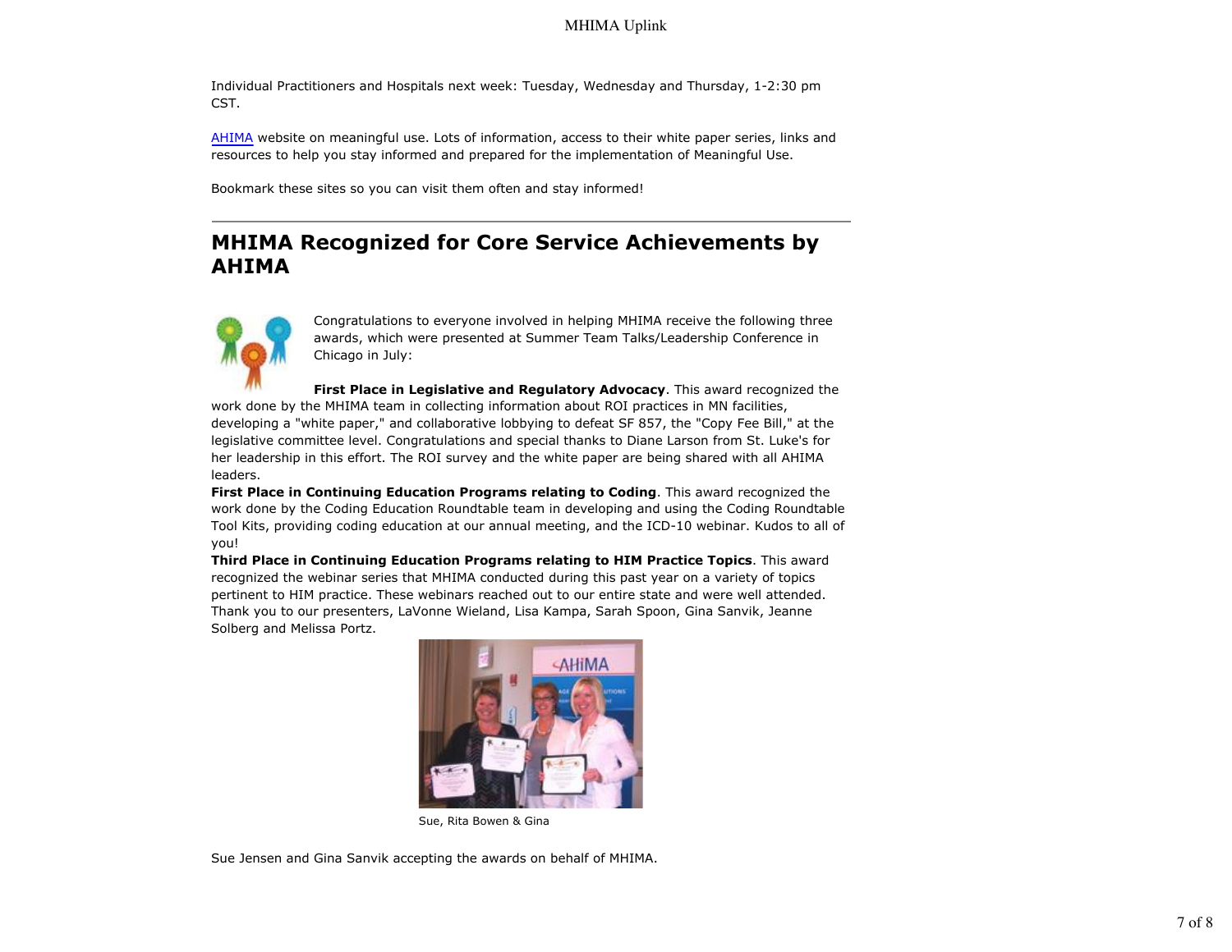Individual Practitioners and Hospitals next week: Tuesday, Wednesday and Thursday, 1-2:30 pm CST.

AHIMA website on meaningful use. Lots of information, access to their white paper series, links and resources to help you stay informed and prepared for the implementation of Meaningful Use.

Bookmark these sites so you can visit them often and stay informed!

---

## MHIMA Recognized for Core Service Achievements by AHIMA

Congratulations to everyone involved in helping MHIMA receive the following three awards, which were presented at Summer Team Talks/Leadership Conference in Chicago in July:

**First Place in Legislative and Regulatory Advocacy**. This award recognized the work done by the MHIMA team in collecting information about ROI practices in MN facilities, developing a "white paper," and collaborative lobbying to defeat SF 857, the "Copy Fee Bill," at the legislative committee level. Congratulations and special thanks to Diane Larson from St. Luke's for her leadership in this effort. The ROI survey and the white paper are being shared with all AHIMA leaders.

**First Place in Continuing Education Programs relating to Coding**. This award recognized the work done by the Coding Education Roundtable team in developing and using the Coding Roundtable Tool Kits, providing coding education at our annual meeting, and the ICD-10 webinar. Kudos to all of you!

**Third Place in Continuing Education Programs relating to HIM Practice Topics**. This award recognized the webinar series that MHIMA conducted during this past year on a variety of topics pertinent to HIM practice. These webinars reached out to our entire state and were well attended. Thank you to our presenters, LaVonne Wieland, Lisa Kampa, Sarah Spoon, Gina Sanvik, Jeanne Solberg and Melissa Portz.

Sue, Rita Bowen & Gina

Sue Jensen and Gina Sanvik accepting the awards on behalf of MHIMA.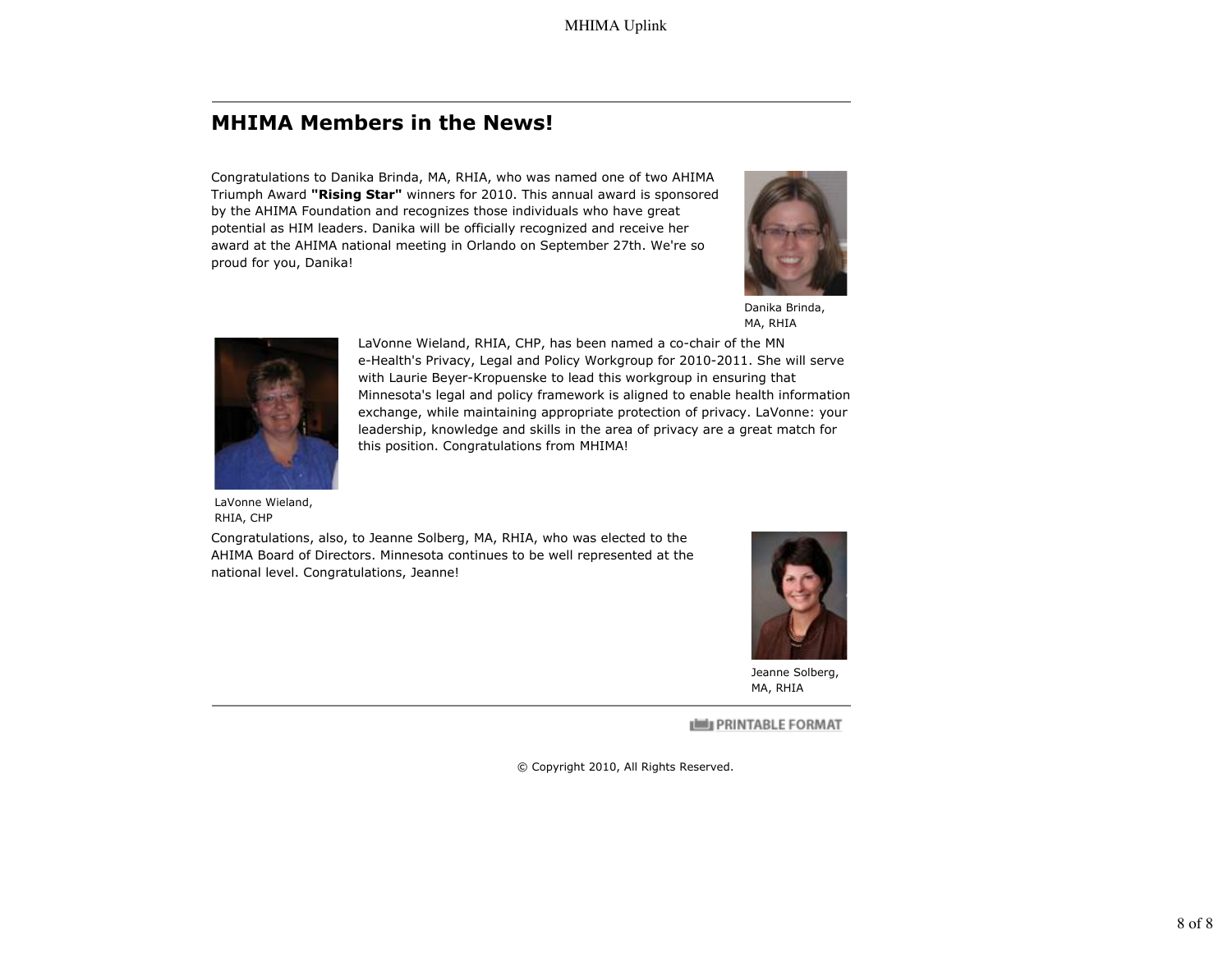## MHIMA Members in the News!

Congratulations to Danika Brinda, MA, RHIA, who was named one of two AHIMA Triumph Award **"Rising Star"** winners for 2010. This annual award is sponsored by the AHIMA Foundation and recognizes those individuals who have great potential as HIM leaders. Danika will be officially recognized and receive her award at the AHIMA national meeting in Orlando on September 27th. We're so proud for you, Danika!

Danika Brinda, MA, RHIA

LaVonne Wieland, RHIA, CHP, has been named a co-chair of the MN e-Health's Privacy, Legal and Policy Workgroup for 2010-2011. She will serve with Laurie Beyer-Kropuenske to lead this workgroup in ensuring that Minnesota's legal and policy framework is aligned to enable health information exchange, while maintaining appropriate protection of privacy. LaVonne: your leadership, knowledge and skills in the area of privacy are a great match for this position. Congratulations from MHIMA!

LaVonne Wieland, RHIA, CHP

Congratulations, also, to Jeanne Solberg, MA, RHIA, who was elected to the AHIMA Board of Directors. Minnesota continues to be well represented at the national level. Congratulations, Jeanne!

Jeanne Solberg, MA, RHIA

PRINTABLE FORMAT

© Copyright 2010, All Rights Reserved.